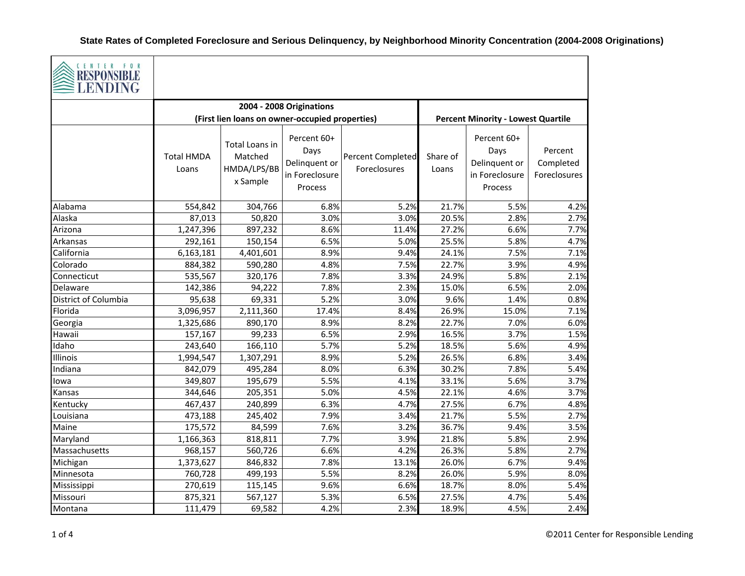# State Rates of Completed Foreclosure and Serious Delinquency, by Neighborhood Minority Concentration (2004-2008 Originations)

CENTER FOR RESPONSIBLE LENDING

| | 2004 - 2008 Originations (First lien loans on owner-occupied properties) | | | | Percent Minority - Lowest Quartile | | |
|---|---|---|---|---|---|---|---|
| | Total HMDA Loans | Total Loans in Matched HMDA/LPS/BBx Sample | Percent 60+ Days Delinquent or in Foreclosure Process | Percent Completed Foreclosures | Share of Loans | Percent 60+ Days Delinquent or in Foreclosure Process | Percent Completed Foreclosures |
| Alabama | 554,842 | 304,766 | 6.8% | 5.2% | 21.7% | 5.5% | 4.2% |
| Alaska | 87,013 | 50,820 | 3.0% | 3.0% | 20.5% | 2.8% | 2.7% |
| Arizona | 1,247,396 | 897,232 | 8.6% | 11.4% | 27.2% | 6.6% | 7.7% |
| Arkansas | 292,161 | 150,154 | 6.5% | 5.0% | 25.5% | 5.8% | 4.7% |
| California | 6,163,181 | 4,401,601 | 8.9% | 9.4% | 24.1% | 7.5% | 7.1% |
| Colorado | 884,382 | 590,280 | 4.8% | 7.5% | 22.7% | 3.9% | 4.9% |
| Connecticut | 535,567 | 320,176 | 7.8% | 3.3% | 24.9% | 5.8% | 2.1% |
| Delaware | 142,386 | 94,222 | 7.8% | 2.3% | 15.0% | 6.5% | 2.0% |
| District of Columbia | 95,638 | 69,331 | 5.2% | 3.0% | 9.6% | 1.4% | 0.8% |
| Florida | 3,096,957 | 2,111,360 | 17.4% | 8.4% | 26.9% | 15.0% | 7.1% |
| Georgia | 1,325,686 | 890,170 | 8.9% | 8.2% | 22.7% | 7.0% | 6.0% |
| Hawaii | 157,167 | 99,233 | 6.5% | 2.9% | 16.5% | 3.7% | 1.5% |
| Idaho | 243,640 | 166,110 | 5.7% | 5.2% | 18.5% | 5.6% | 4.9% |
| Illinois | 1,994,547 | 1,307,291 | 8.9% | 5.2% | 26.5% | 6.8% | 3.4% |
| Indiana | 842,079 | 495,284 | 8.0% | 6.3% | 30.2% | 7.8% | 5.4% |
| Iowa | 349,807 | 195,679 | 5.5% | 4.1% | 33.1% | 5.6% | 3.7% |
| Kansas | 344,646 | 205,351 | 5.0% | 4.5% | 22.1% | 4.6% | 3.7% |
| Kentucky | 467,437 | 240,899 | 6.3% | 4.7% | 27.5% | 6.7% | 4.8% |
| Louisiana | 473,188 | 245,402 | 7.9% | 3.4% | 21.7% | 5.5% | 2.7% |
| Maine | 175,572 | 84,599 | 7.6% | 3.2% | 36.7% | 9.4% | 3.5% |
| Maryland | 1,166,363 | 818,811 | 7.7% | 3.9% | 21.8% | 5.8% | 2.9% |
| Massachusetts | 968,157 | 560,726 | 6.6% | 4.2% | 26.3% | 5.8% | 2.7% |
| Michigan | 1,373,627 | 846,832 | 7.8% | 13.1% | 26.0% | 6.7% | 9.4% |
| Minnesota | 760,728 | 499,193 | 5.5% | 8.2% | 26.0% | 5.9% | 8.0% |
| Mississippi | 270,619 | 115,145 | 9.6% | 6.6% | 18.7% | 8.0% | 5.4% |
| Missouri | 875,321 | 567,127 | 5.3% | 6.5% | 27.5% | 4.7% | 5.4% |
| Montana | 111,479 | 69,582 | 4.2% | 2.3% | 18.9% | 4.5% | 2.4% |

©2011 Center for Responsible Lending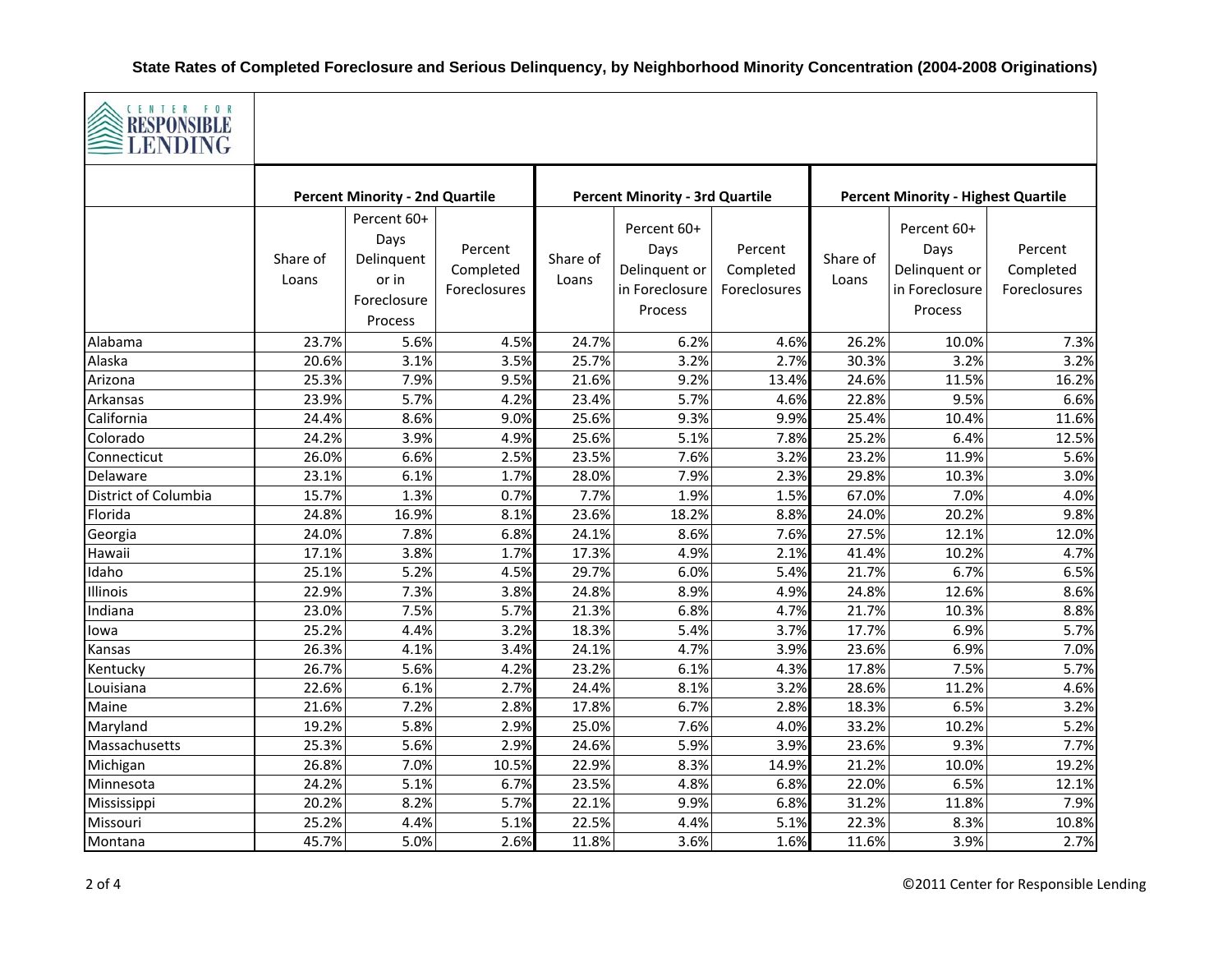**State Rates of Completed Foreclosure and Serious Delinquency, by Neighborhood Minority Concentration (2004-2008 Originations)**

CENTER FOR RESPONSIBLE LENDING

| | Percent Minority - 2nd Quartile | | | Percent Minority - 3rd Quartile | | | Percent Minority - Highest Quartile | | |
|---|---|---|---|---|---|---|---|---|---|
| | Share of Loans | Percent 60+ Days Delinquent or in Foreclosure Process | Percent Completed Foreclosures | Share of Loans | Percent 60+ Days Delinquent or in Foreclosure Process | Percent Completed Foreclosures | Share of Loans | Percent 60+ Days Delinquent or in Foreclosure Process | Percent Completed Foreclosures |
| Alabama | 23.7% | 5.6% | 4.5% | 24.7% | 6.2% | 4.6% | 26.2% | 10.0% | 7.3% |
| Alaska | 20.6% | 3.1% | 3.5% | 25.7% | 3.2% | 2.7% | 30.3% | 3.2% | 3.2% |
| Arizona | 25.3% | 7.9% | 9.5% | 21.6% | 9.2% | 13.4% | 24.6% | 11.5% | 16.2% |
| Arkansas | 23.9% | 5.7% | 4.2% | 23.4% | 5.7% | 4.6% | 22.8% | 9.5% | 6.6% |
| California | 24.4% | 8.6% | 9.0% | 25.6% | 9.3% | 9.9% | 25.4% | 10.4% | 11.6% |
| Colorado | 24.2% | 3.9% | 4.9% | 25.6% | 5.1% | 7.8% | 25.2% | 6.4% | 12.5% |
| Connecticut | 26.0% | 6.6% | 2.5% | 23.5% | 7.6% | 3.2% | 23.2% | 11.9% | 5.6% |
| Delaware | 23.1% | 6.1% | 1.7% | 28.0% | 7.9% | 2.3% | 29.8% | 10.3% | 3.0% |
| District of Columbia | 15.7% | 1.3% | 0.7% | 7.7% | 1.9% | 1.5% | 67.0% | 7.0% | 4.0% |
| Florida | 24.8% | 16.9% | 8.1% | 23.6% | 18.2% | 8.8% | 24.0% | 20.2% | 9.8% |
| Georgia | 24.0% | 7.8% | 6.8% | 24.1% | 8.6% | 7.6% | 27.5% | 12.1% | 12.0% |
| Hawaii | 17.1% | 3.8% | 1.7% | 17.3% | 4.9% | 2.1% | 41.4% | 10.2% | 4.7% |
| Idaho | 25.1% | 5.2% | 4.5% | 29.7% | 6.0% | 5.4% | 21.7% | 6.7% | 6.5% |
| Illinois | 22.9% | 7.3% | 3.8% | 24.8% | 8.9% | 4.9% | 24.8% | 12.6% | 8.6% |
| Indiana | 23.0% | 7.5% | 5.7% | 21.3% | 6.8% | 4.7% | 21.7% | 10.3% | 8.8% |
| Iowa | 25.2% | 4.4% | 3.2% | 18.3% | 5.4% | 3.7% | 17.7% | 6.9% | 5.7% |
| Kansas | 26.3% | 4.1% | 3.4% | 24.1% | 4.7% | 3.9% | 23.6% | 6.9% | 7.0% |
| Kentucky | 26.7% | 5.6% | 4.2% | 23.2% | 6.1% | 4.3% | 17.8% | 7.5% | 5.7% |
| Louisiana | 22.6% | 6.1% | 2.7% | 24.4% | 8.1% | 3.2% | 28.6% | 11.2% | 4.6% |
| Maine | 21.6% | 7.2% | 2.8% | 17.8% | 6.7% | 2.8% | 18.3% | 6.5% | 3.2% |
| Maryland | 19.2% | 5.8% | 2.9% | 25.0% | 7.6% | 4.0% | 33.2% | 10.2% | 5.2% |
| Massachusetts | 25.3% | 5.6% | 2.9% | 24.6% | 5.9% | 3.9% | 23.6% | 9.3% | 7.7% |
| Michigan | 26.8% | 7.0% | 10.5% | 22.9% | 8.3% | 14.9% | 21.2% | 10.0% | 19.2% |
| Minnesota | 24.2% | 5.1% | 6.7% | 23.5% | 4.8% | 6.8% | 22.0% | 6.5% | 12.1% |
| Mississippi | 20.2% | 8.2% | 5.7% | 22.1% | 9.9% | 6.8% | 31.2% | 11.8% | 7.9% |
| Missouri | 25.2% | 4.4% | 5.1% | 22.5% | 4.4% | 5.1% | 22.3% | 8.3% | 10.8% |
| Montana | 45.7% | 5.0% | 2.6% | 11.8% | 3.6% | 1.6% | 11.6% | 3.9% | 2.7% |

©2011 Center for Responsible Lending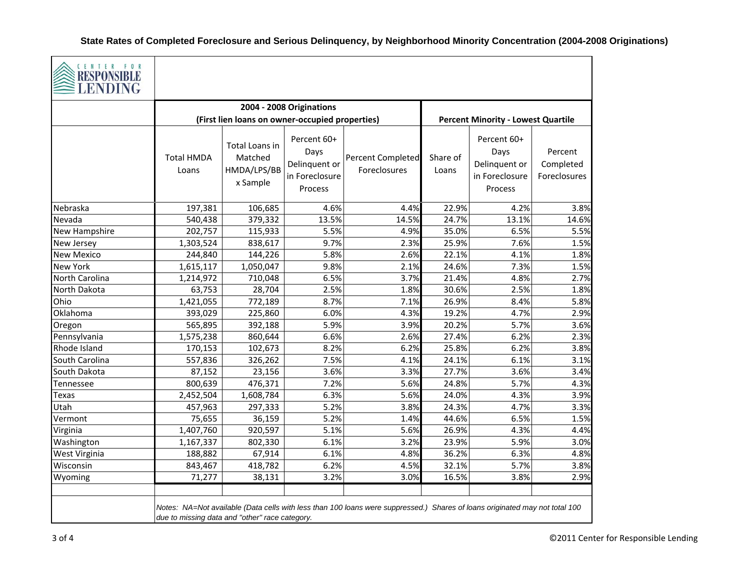### State Rates of Completed Foreclosure and Serious Delinquency, by Neighborhood Minority Concentration (2004-2008 Originations)

CENTER FOR RESPONSIBLE LENDING

| | 2004 - 2008 Originations (First lien loans on owner-occupied properties) | | | | Percent Minority - Lowest Quartile | | |
|---|---|---|---|---|---|---|---|
| | Total HMDA Loans | Total Loans in Matched HMDA/LPS/BBx Sample | Percent 60+ Days Delinquent or in Foreclosure Process | Percent Completed Foreclosures | Share of Loans | Percent 60+ Days Delinquent or in Foreclosure Process | Percent Completed Foreclosures |
| Nebraska | 197,381 | 106,685 | 4.6% | 4.4% | 22.9% | 4.2% | 3.8% |
| Nevada | 540,438 | 379,332 | 13.5% | 14.5% | 24.7% | 13.1% | 14.6% |
| New Hampshire | 202,757 | 115,933 | 5.5% | 4.9% | 35.0% | 6.5% | 5.5% |
| New Jersey | 1,303,524 | 838,617 | 9.7% | 2.3% | 25.9% | 7.6% | 1.5% |
| New Mexico | 244,840 | 144,226 | 5.8% | 2.6% | 22.1% | 4.1% | 1.8% |
| New York | 1,615,117 | 1,050,047 | 9.8% | 2.1% | 24.6% | 7.3% | 1.5% |
| North Carolina | 1,214,972 | 710,048 | 6.5% | 3.7% | 21.4% | 4.8% | 2.7% |
| North Dakota | 63,753 | 28,704 | 2.5% | 1.8% | 30.6% | 2.5% | 1.8% |
| Ohio | 1,421,055 | 772,189 | 8.7% | 7.1% | 26.9% | 8.4% | 5.8% |
| Oklahoma | 393,029 | 225,860 | 6.0% | 4.3% | 19.2% | 4.7% | 2.9% |
| Oregon | 565,895 | 392,188 | 5.9% | 3.9% | 20.2% | 5.7% | 3.6% |
| Pennsylvania | 1,575,238 | 860,644 | 6.6% | 2.6% | 27.4% | 6.2% | 2.3% |
| Rhode Island | 170,153 | 102,673 | 8.2% | 6.2% | 25.8% | 6.2% | 3.8% |
| South Carolina | 557,836 | 326,262 | 7.5% | 4.1% | 24.1% | 6.1% | 3.1% |
| South Dakota | 87,152 | 23,156 | 3.6% | 3.3% | 27.7% | 3.6% | 3.4% |
| Tennessee | 800,639 | 476,371 | 7.2% | 5.6% | 24.8% | 5.7% | 4.3% |
| Texas | 2,452,504 | 1,608,784 | 6.3% | 5.6% | 24.0% | 4.3% | 3.9% |
| Utah | 457,963 | 297,333 | 5.2% | 3.8% | 24.3% | 4.7% | 3.3% |
| Vermont | 75,655 | 36,159 | 5.2% | 1.4% | 44.6% | 6.5% | 1.5% |
| Virginia | 1,407,760 | 920,597 | 5.1% | 5.6% | 26.9% | 4.3% | 4.4% |
| Washington | 1,167,337 | 802,330 | 6.1% | 3.2% | 23.9% | 5.9% | 3.0% |
| West Virginia | 188,882 | 67,914 | 6.1% | 4.8% | 36.2% | 6.3% | 4.8% |
| Wisconsin | 843,467 | 418,782 | 6.2% | 4.5% | 32.1% | 5.7% | 3.8% |
| Wyoming | 71,277 | 38,131 | 3.2% | 3.0% | 16.5% | 3.8% | 2.9% |

*Notes: NA=Not available (Data cells with less than 100 loans were suppressed.) Shares of loans originated may not total 100 due to missing data and "other" race category.*

©2011 Center for Responsible Lending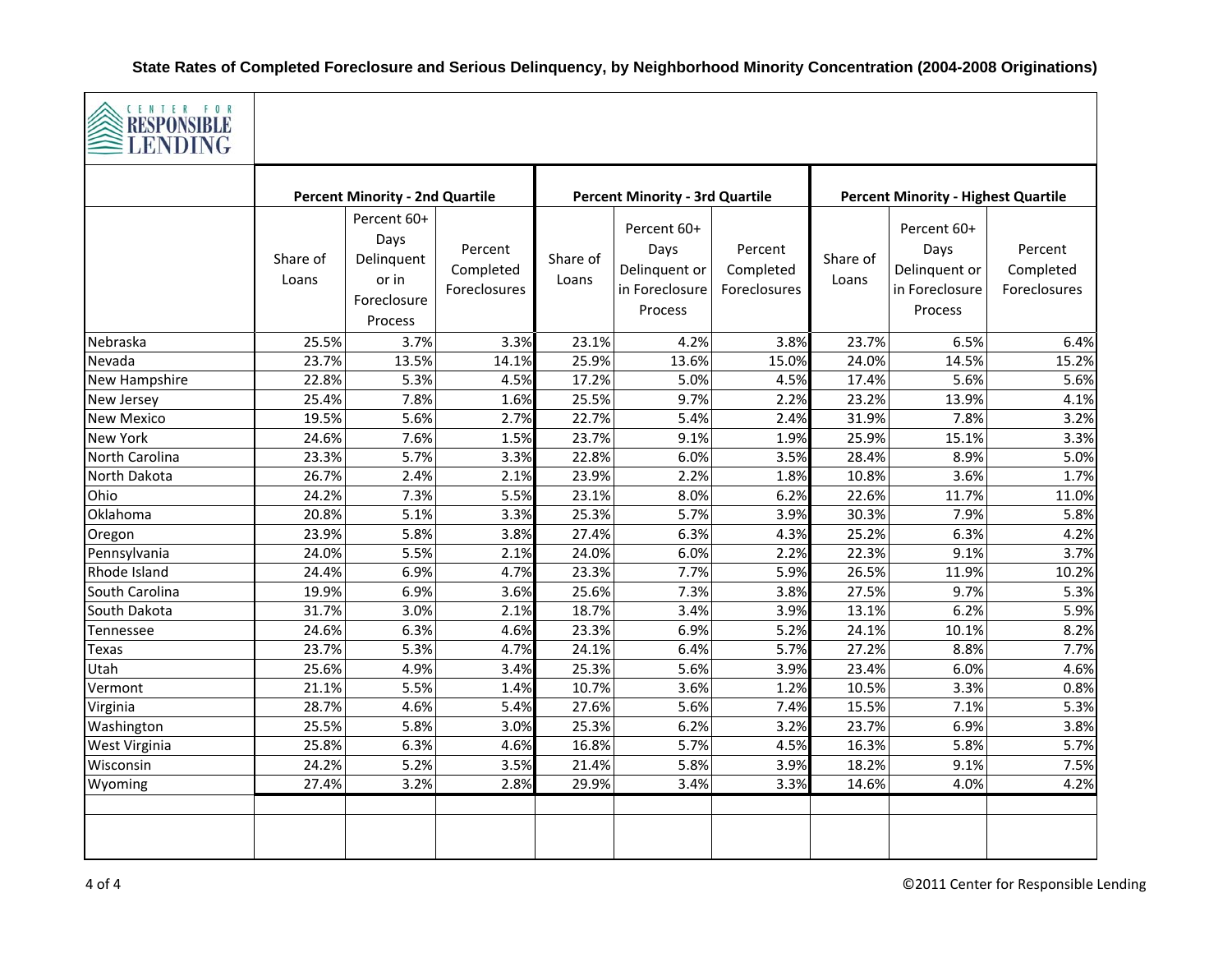**State Rates of Completed Foreclosure and Serious Delinquency, by Neighborhood Minority Concentration (2004-2008 Originations)**

CENTER FOR RESPONSIBLE LENDING

| | Percent Minority - 2nd Quartile | | | Percent Minority - 3rd Quartile | | | Percent Minority - Highest Quartile | | |
|---|---|---|---|---|---|---|---|---|---|
| | Share of Loans | Percent 60+ Days Delinquent or in Foreclosure Process | Percent Completed Foreclosures | Share of Loans | Percent 60+ Days Delinquent or in Foreclosure Process | Percent Completed Foreclosures | Share of Loans | Percent 60+ Days Delinquent or in Foreclosure Process | Percent Completed Foreclosures |
| Nebraska | 25.5% | 3.7% | 3.3% | 23.1% | 4.2% | 3.8% | 23.7% | 6.5% | 6.4% |
| Nevada | 23.7% | 13.5% | 14.1% | 25.9% | 13.6% | 15.0% | 24.0% | 14.5% | 15.2% |
| New Hampshire | 22.8% | 5.3% | 4.5% | 17.2% | 5.0% | 4.5% | 17.4% | 5.6% | 5.6% |
| New Jersey | 25.4% | 7.8% | 1.6% | 25.5% | 9.7% | 2.2% | 23.2% | 13.9% | 4.1% |
| New Mexico | 19.5% | 5.6% | 2.7% | 22.7% | 5.4% | 2.4% | 31.9% | 7.8% | 3.2% |
| New York | 24.6% | 7.6% | 1.5% | 23.7% | 9.1% | 1.9% | 25.9% | 15.1% | 3.3% |
| North Carolina | 23.3% | 5.7% | 3.3% | 22.8% | 6.0% | 3.5% | 28.4% | 8.9% | 5.0% |
| North Dakota | 26.7% | 2.4% | 2.1% | 23.9% | 2.2% | 1.8% | 10.8% | 3.6% | 1.7% |
| Ohio | 24.2% | 7.3% | 5.5% | 23.1% | 8.0% | 6.2% | 22.6% | 11.7% | 11.0% |
| Oklahoma | 20.8% | 5.1% | 3.3% | 25.3% | 5.7% | 3.9% | 30.3% | 7.9% | 5.8% |
| Oregon | 23.9% | 5.8% | 3.8% | 27.4% | 6.3% | 4.3% | 25.2% | 6.3% | 4.2% |
| Pennsylvania | 24.0% | 5.5% | 2.1% | 24.0% | 6.0% | 2.2% | 22.3% | 9.1% | 3.7% |
| Rhode Island | 24.4% | 6.9% | 4.7% | 23.3% | 7.7% | 5.9% | 26.5% | 11.9% | 10.2% |
| South Carolina | 19.9% | 6.9% | 3.6% | 25.6% | 7.3% | 3.8% | 27.5% | 9.7% | 5.3% |
| South Dakota | 31.7% | 3.0% | 2.1% | 18.7% | 3.4% | 3.9% | 13.1% | 6.2% | 5.9% |
| Tennessee | 24.6% | 6.3% | 4.6% | 23.3% | 6.9% | 5.2% | 24.1% | 10.1% | 8.2% |
| Texas | 23.7% | 5.3% | 4.7% | 24.1% | 6.4% | 5.7% | 27.2% | 8.8% | 7.7% |
| Utah | 25.6% | 4.9% | 3.4% | 25.3% | 5.6% | 3.9% | 23.4% | 6.0% | 4.6% |
| Vermont | 21.1% | 5.5% | 1.4% | 10.7% | 3.6% | 1.2% | 10.5% | 3.3% | 0.8% |
| Virginia | 28.7% | 4.6% | 5.4% | 27.6% | 5.6% | 7.4% | 15.5% | 7.1% | 5.3% |
| Washington | 25.5% | 5.8% | 3.0% | 25.3% | 6.2% | 3.2% | 23.7% | 6.9% | 3.8% |
| West Virginia | 25.8% | 6.3% | 4.6% | 16.8% | 5.7% | 4.5% | 16.3% | 5.8% | 5.7% |
| Wisconsin | 24.2% | 5.2% | 3.5% | 21.4% | 5.8% | 3.9% | 18.2% | 9.1% | 7.5% |
| Wyoming | 27.4% | 3.2% | 2.8% | 29.9% | 3.4% | 3.3% | 14.6% | 4.0% | 4.2% |

©2011 Center for Responsible Lending